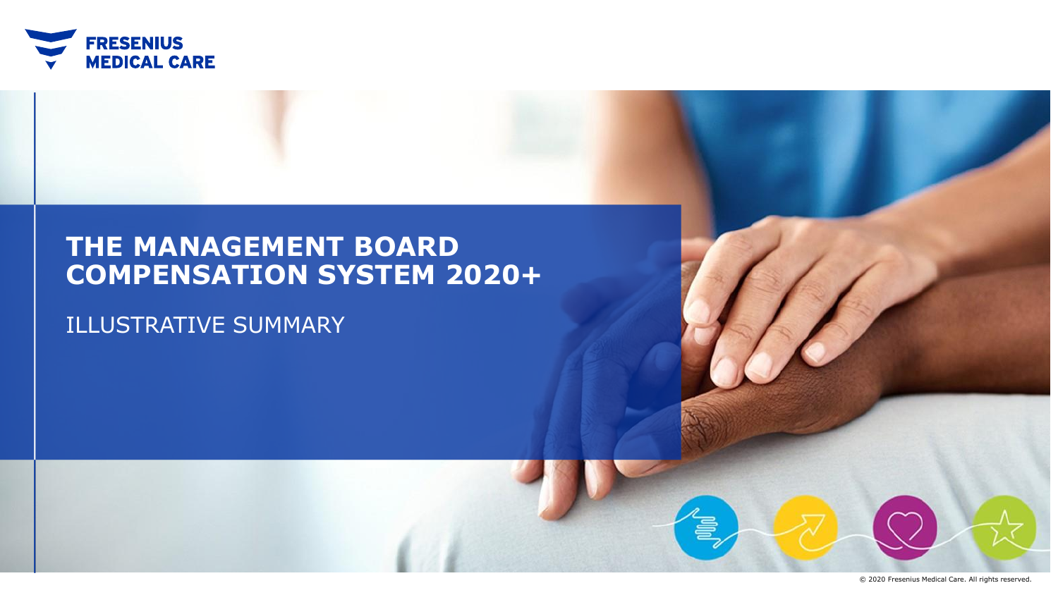FRESENIUS MEDICAL CARE

# THE MANAGEMENT BOARD COMPENSATION SYSTEM 2020+

ILLUSTRATIVE SUMMARY

© 2020 Fresenius Medical Care. All rights reserved.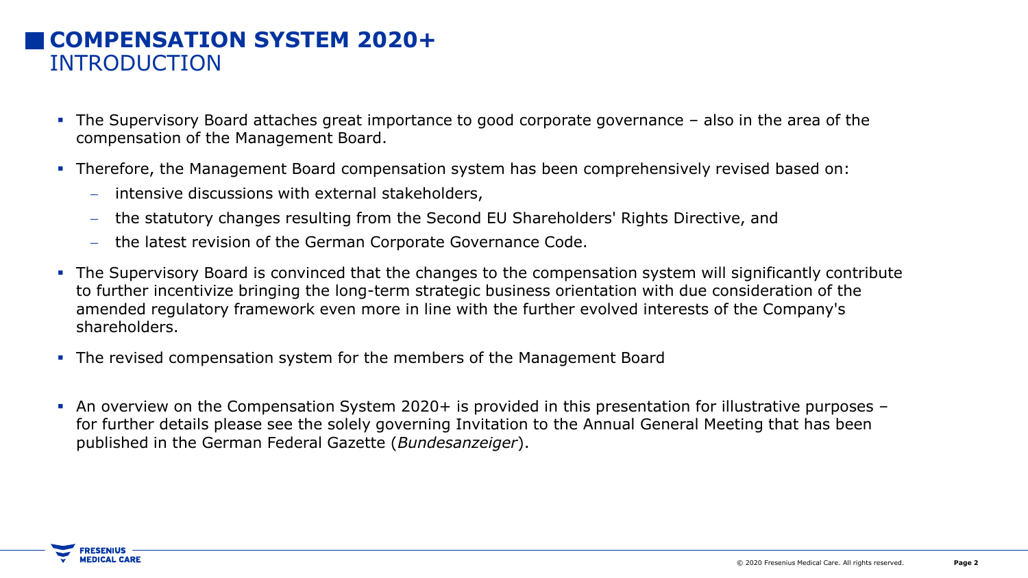# COMPENSATION SYSTEM 2020+

## INTRODUCTION

- The Supervisory Board attaches great importance to good corporate governance – also in the area of the compensation of the Management Board.
- Therefore, the Management Board compensation system has been comprehensively revised based on:
  - intensive discussions with external stakeholders,
  - the statutory changes resulting from the Second EU Shareholders' Rights Directive, and
  - the latest revision of the German Corporate Governance Code.
- The Supervisory Board is convinced that the changes to the compensation system will significantly contribute to further incentivize bringing the long-term strategic business orientation with due consideration of the amended regulatory framework even more in line with the further evolved interests of the Company's shareholders.
- The revised compensation system for the members of the Management Board
- An overview on the Compensation System 2020+ is provided in this presentation for illustrative purposes – for further details please see the solely governing Invitation to the Annual General Meeting that has been published in the German Federal Gazette (*Bundesanzeiger*).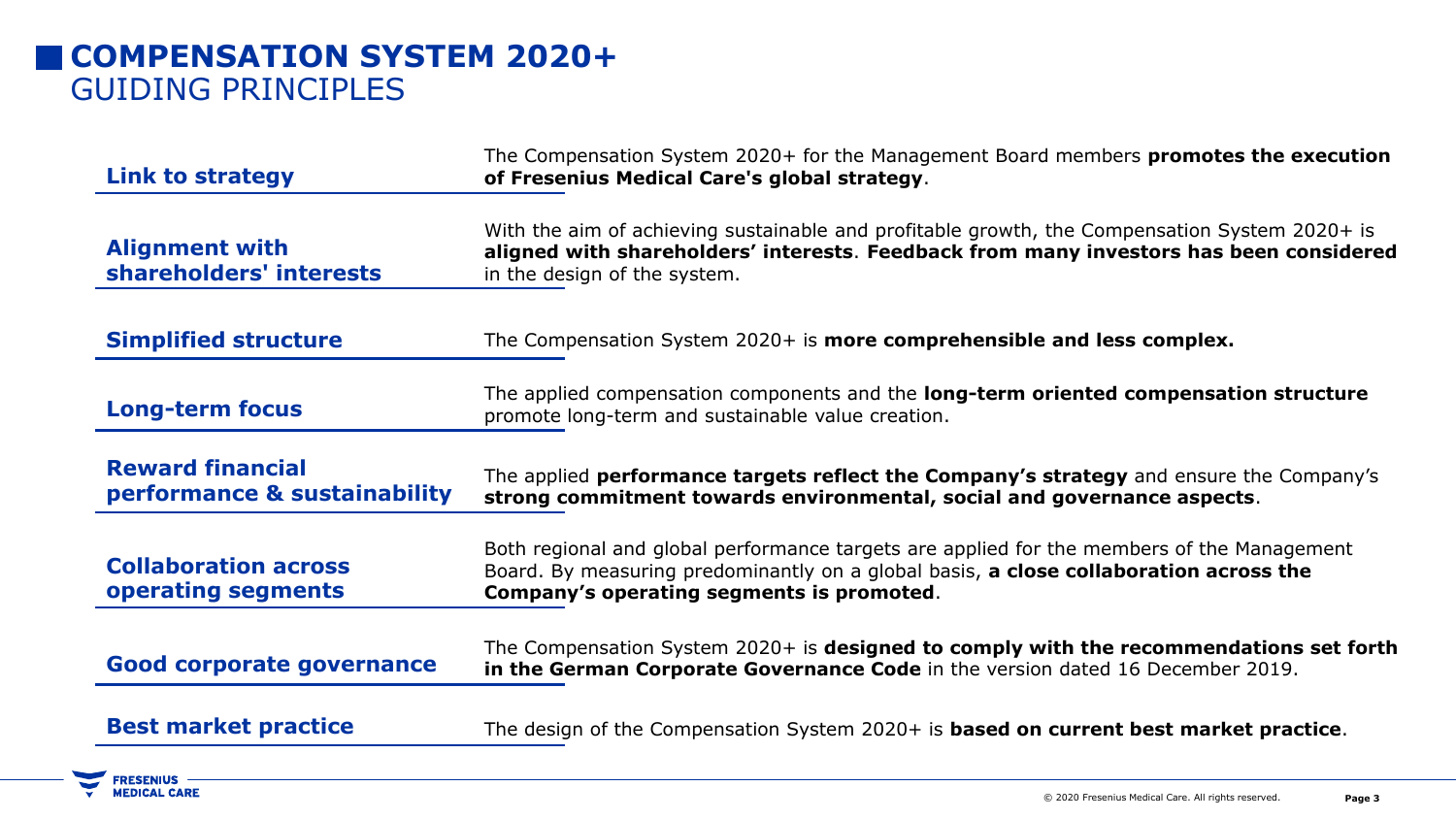# COMPENSATION SYSTEM 2020+
## GUIDING PRINCIPLES

| | |
|---|---|
| **Link to strategy** | The Compensation System 2020+ for the Management Board members **promotes the execution of Fresenius Medical Care's global strategy**. |
| **Alignment with shareholders' interests** | With the aim of achieving sustainable and profitable growth, the Compensation System 2020+ is **aligned with shareholders' interests**. **Feedback from many investors has been considered** in the design of the system. |
| **Simplified structure** | The Compensation System 2020+ is **more comprehensible and less complex.** |
| **Long-term focus** | The applied compensation components and the **long-term oriented compensation structure** promote long-term and sustainable value creation. |
| **Reward financial performance & sustainability** | The applied **performance targets reflect the Company's strategy** and ensure the Company's **strong commitment towards environmental, social and governance aspects**. |
| **Collaboration across operating segments** | Both regional and global performance targets are applied for the members of the Management Board. By measuring predominantly on a global basis, **a close collaboration across the Company's operating segments is promoted**. |
| **Good corporate governance** | The Compensation System 2020+ is **designed to comply with the recommendations set forth in the German Corporate Governance Code** in the version dated 16 December 2019. |
| **Best market practice** | The design of the Compensation System 2020+ is **based on current best market practice**. |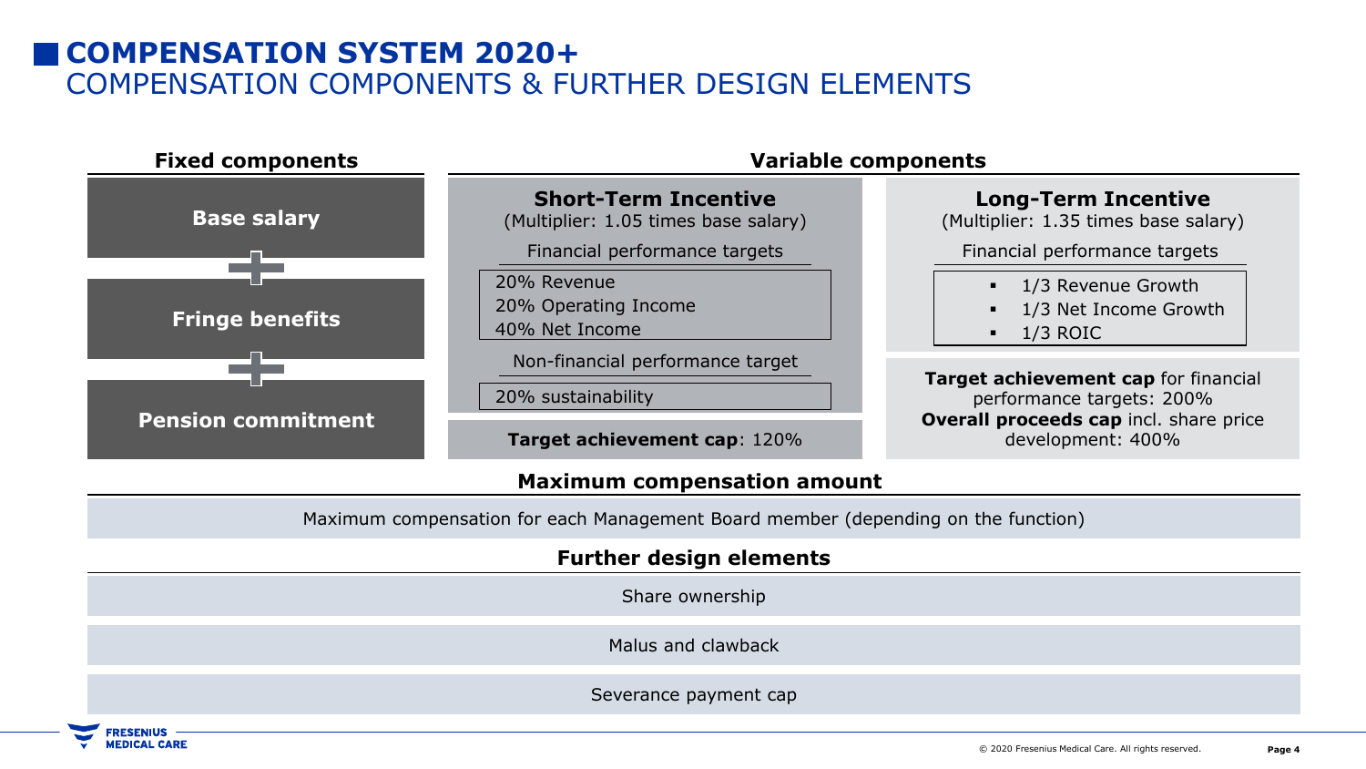# COMPENSATION SYSTEM 2020+

## COMPENSATION COMPONENTS & FURTHER DESIGN ELEMENTS

### Fixed components

- **Base salary**
- +
- **Fringe benefits**
- +
- **Pension commitment**

### Variable components

#### Short-Term Incentive

(Multiplier: 1.05 times base salary)

Financial performance targets

- 20% Revenue
- 20% Operating Income
- 40% Net Income

Non-financial performance target

- 20% sustainability

**Target achievement cap**: 120%

#### Long-Term Incentive

(Multiplier: 1.35 times base salary)

Financial performance targets

- 1/3 Revenue Growth
- 1/3 Net Income Growth
- 1/3 ROIC

**Target achievement cap** for financial performance targets: 200%

**Overall proceeds cap** incl. share price development: 400%

### Maximum compensation amount

Maximum compensation for each Management Board member (depending on the function)

### Further design elements

- Share ownership
- Malus and clawback
- Severance payment cap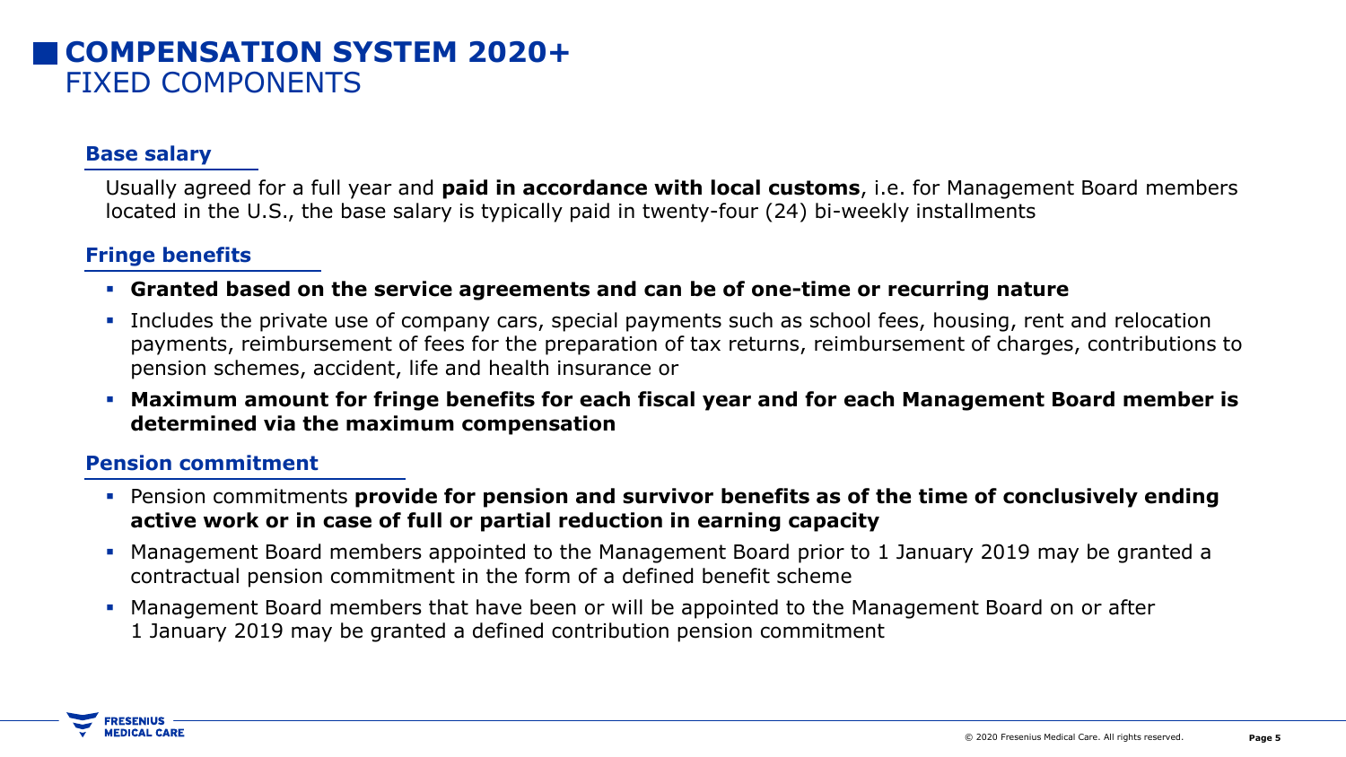# COMPENSATION SYSTEM 2020+
## FIXED COMPONENTS

### Base salary

Usually agreed for a full year and **paid in accordance with local customs**, i.e. for Management Board members located in the U.S., the base salary is typically paid in twenty-four (24) bi-weekly installments

### Fringe benefits

- **Granted based on the service agreements and can be of one-time or recurring nature**
- Includes the private use of company cars, special payments such as school fees, housing, rent and relocation payments, reimbursement of fees for the preparation of tax returns, reimbursement of charges, contributions to pension schemes, accident, life and health insurance or
- **Maximum amount for fringe benefits for each fiscal year and for each Management Board member is determined via the maximum compensation**

### Pension commitment

- Pension commitments **provide for pension and survivor benefits as of the time of conclusively ending active work or in case of full or partial reduction in earning capacity**
- Management Board members appointed to the Management Board prior to 1 January 2019 may be granted a contractual pension commitment in the form of a defined benefit scheme
- Management Board members that have been or will be appointed to the Management Board on or after 1 January 2019 may be granted a defined contribution pension commitment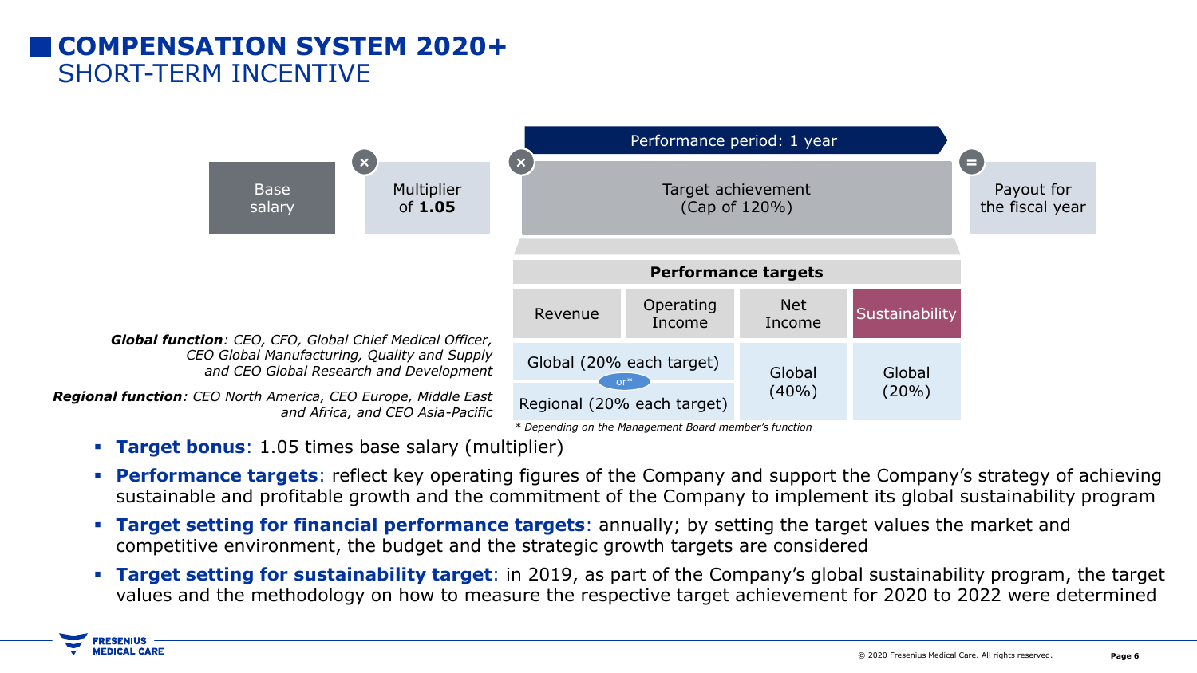# COMPENSATION SYSTEM 2020+

## SHORT-TERM INCENTIVE

Base salary × Multiplier of **1.05** × Target achievement (Cap of 120%) = Payout for the fiscal year

Performance period: 1 year

| **Performance targets** | | | |
|---|---|---|---|
| Revenue | Operating Income | Net Income | Sustainability |
| Global (20% each target) or* Regional (20% each target) | | Global (40%) | Global (20%) |

*Global function: CEO, CFO, Global Chief Medical Officer, CEO Global Manufacturing, Quality and Supply and CEO Global Research and Development*

*Regional function: CEO North America, CEO Europe, Middle East and Africa, and CEO Asia-Pacific*

*\* Depending on the Management Board member's function*

- **Target bonus**: 1.05 times base salary (multiplier)
- **Performance targets**: reflect key operating figures of the Company and support the Company's strategy of achieving sustainable and profitable growth and the commitment of the Company to implement its global sustainability program
- **Target setting for financial performance targets**: annually; by setting the target values the market and competitive environment, the budget and the strategic growth targets are considered
- **Target setting for sustainability target**: in 2019, as part of the Company's global sustainability program, the target values and the methodology on how to measure the respective target achievement for 2020 to 2022 were determined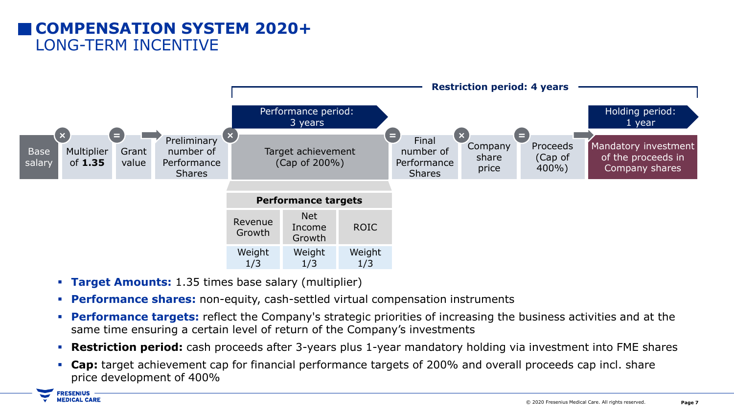# COMPENSATION SYSTEM 2020+
## LONG-TERM INCENTIVE

**Restriction period: 4 years**

Performance period: 3 years

Holding period: 1 year

Base salary × Multiplier of **1.35** = Grant value → Preliminary number of Performance Shares × Target achievement (Cap of 200%) = Final number of Performance Shares × Company share price = Proceeds (Cap of 400%) → Mandatory investment of the proceeds in Company shares

| **Performance targets** | | |
|---|---|---|
| Revenue Growth | Net Income Growth | ROIC |
| Weight 1/3 | Weight 1/3 | Weight 1/3 |

- **Target Amounts:** 1.35 times base salary (multiplier)
- **Performance shares:** non-equity, cash-settled virtual compensation instruments
- **Performance targets:** reflect the Company's strategic priorities of increasing the business activities and at the same time ensuring a certain level of return of the Company's investments
- **Restriction period:** cash proceeds after 3-years plus 1-year mandatory holding via investment into FME shares
- **Cap:** target achievement cap for financial performance targets of 200% and overall proceeds cap incl. share price development of 400%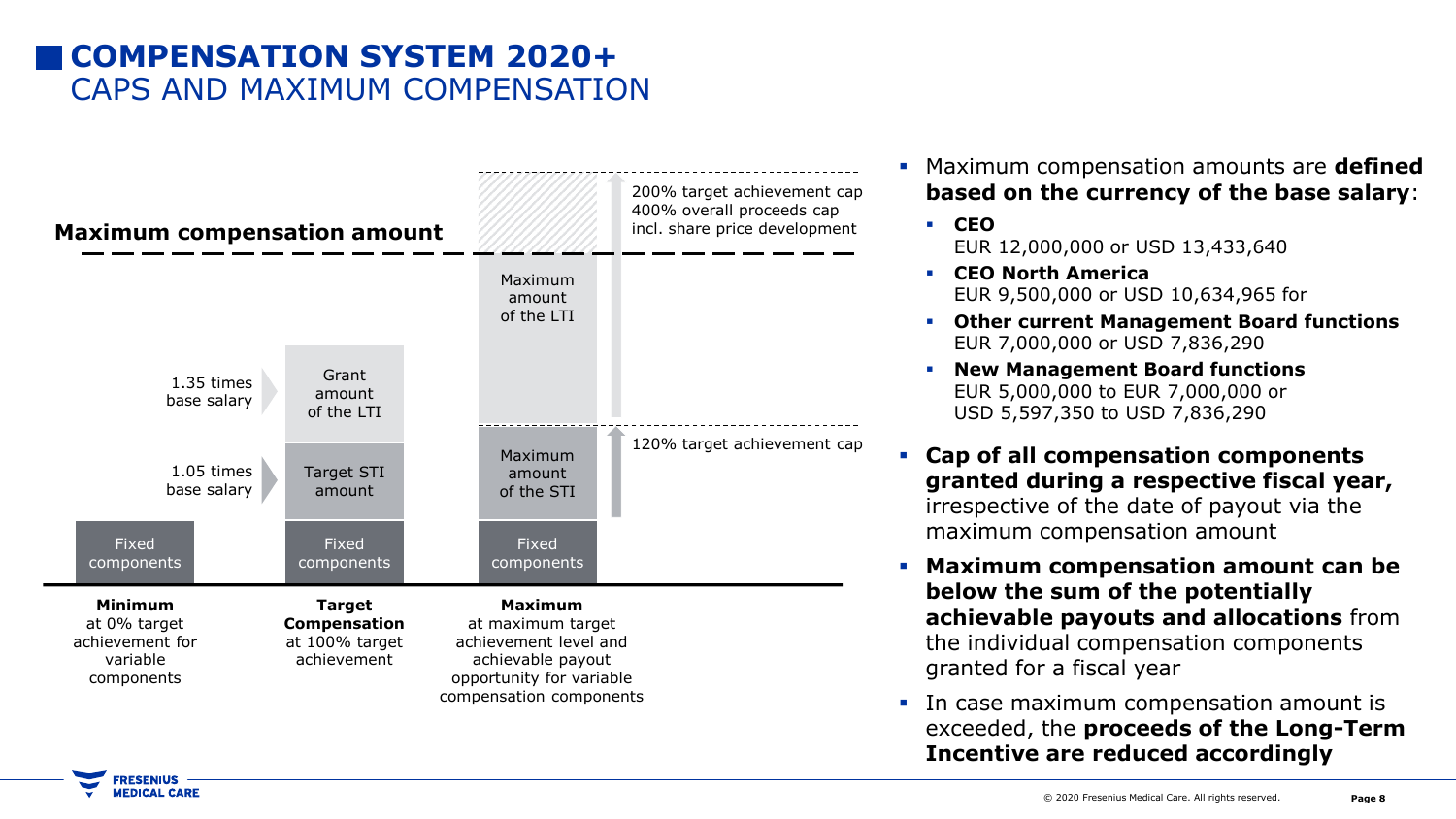# COMPENSATION SYSTEM 2020+

## CAPS AND MAXIMUM COMPENSATION

**Maximum compensation amount**

200% target achievement cap
400% overall proceeds cap
incl. share price development

Maximum amount of the LTI

1.35 times base salary

Grant amount of the LTI

120% target achievement cap

Maximum amount of the STI

1.05 times base salary

Target STI amount

Fixed components

Fixed components

Fixed components

**Minimum**
at 0% target achievement for variable components

**Target Compensation**
at 100% target achievement

**Maximum**
at maximum target achievement level and achievable payout opportunity for variable compensation components

- Maximum compensation amounts are **defined based on the currency of the base salary**:
  - **CEO**
    EUR 12,000,000 or USD 13,433,640
  - **CEO North America**
    EUR 9,500,000 or USD 10,634,965 for
  - **Other current Management Board functions**
    EUR 7,000,000 or USD 7,836,290
  - **New Management Board functions**
    EUR 5,000,000 to EUR 7,000,000 or
    USD 5,597,350 to USD 7,836,290
- **Cap of all compensation components granted during a respective fiscal year,** irrespective of the date of payout via the maximum compensation amount
- **Maximum compensation amount can be below the sum of the potentially achievable payouts and allocations** from the individual compensation components granted for a fiscal year
- In case maximum compensation amount is exceeded, the **proceeds of the Long-Term Incentive are reduced accordingly**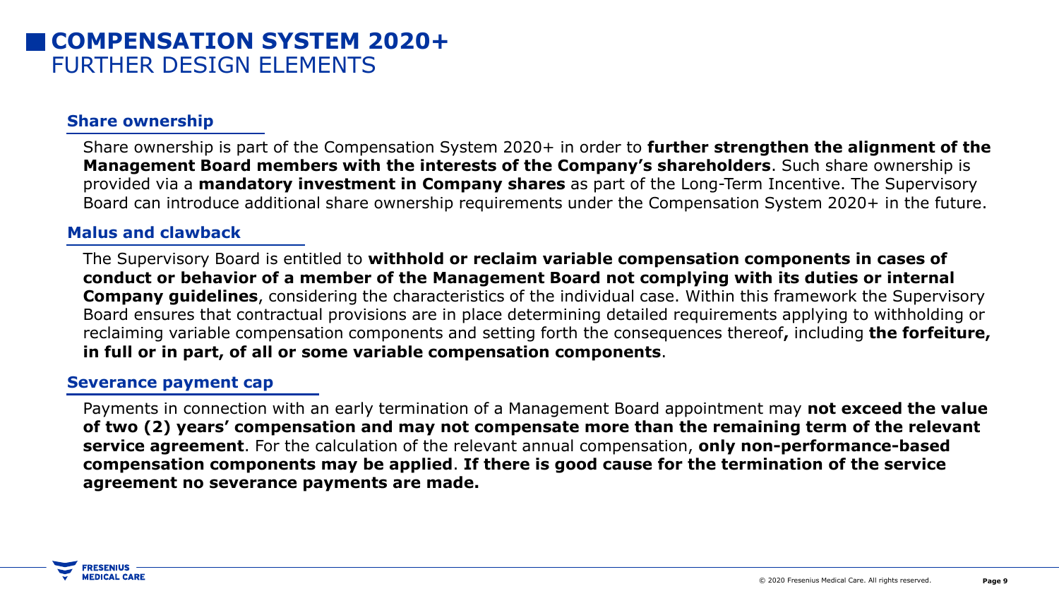# COMPENSATION SYSTEM 2020+
## FURTHER DESIGN ELEMENTS

### Share ownership

Share ownership is part of the Compensation System 2020+ in order to **further strengthen the alignment of the Management Board members with the interests of the Company's shareholders**. Such share ownership is provided via a **mandatory investment in Company shares** as part of the Long-Term Incentive. The Supervisory Board can introduce additional share ownership requirements under the Compensation System 2020+ in the future.

### Malus and clawback

The Supervisory Board is entitled to **withhold or reclaim variable compensation components in cases of conduct or behavior of a member of the Management Board not complying with its duties or internal Company guidelines**, considering the characteristics of the individual case. Within this framework the Supervisory Board ensures that contractual provisions are in place determining detailed requirements applying to withholding or reclaiming variable compensation components and setting forth the consequences thereof**,** including **the forfeiture, in full or in part, of all or some variable compensation components**.

### Severance payment cap

Payments in connection with an early termination of a Management Board appointment may **not exceed the value of two (2) years' compensation and may not compensate more than the remaining term of the relevant service agreement**. For the calculation of the relevant annual compensation, **only non-performance-based compensation components may be applied**. **If there is good cause for the termination of the service agreement no severance payments are made.**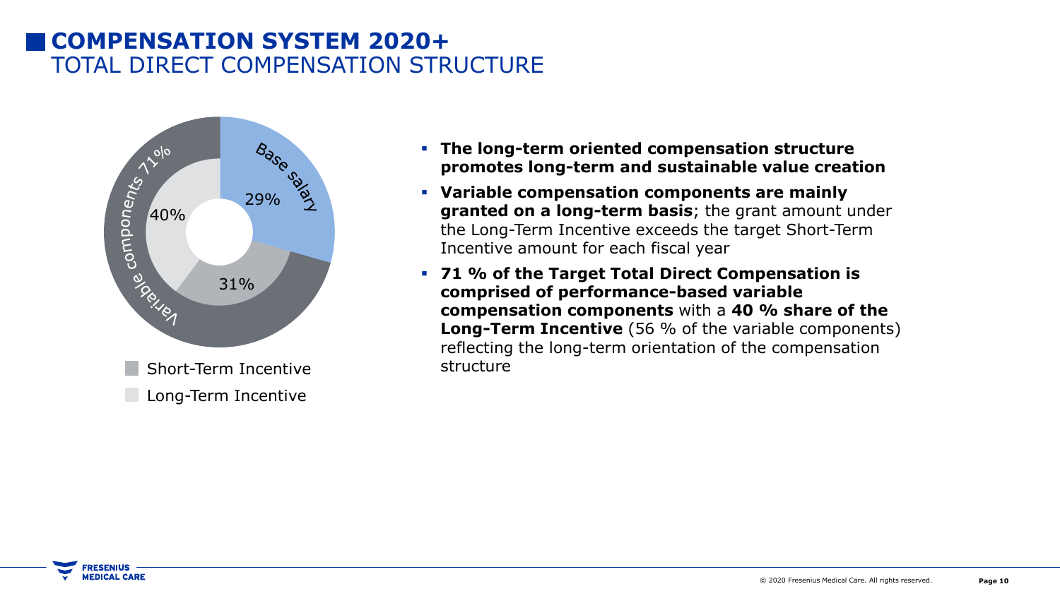# COMPENSATION SYSTEM 2020+

## TOTAL DIRECT COMPENSATION STRUCTURE

Base salary
29%
Variable components 71%
40%
31%

Short-Term Incentive
Long-Term Incentive

- **The long-term oriented compensation structure promotes long-term and sustainable value creation**
- **Variable compensation components are mainly granted on a long-term basis**; the grant amount under the Long-Term Incentive exceeds the target Short-Term Incentive amount for each fiscal year
- **71 % of the Target Total Direct Compensation is comprised of performance-based variable compensation components** with a **40 % share of the Long-Term Incentive** (56 % of the variable components) reflecting the long-term orientation of the compensation structure

FRESENIUS MEDICAL CARE

© 2020 Fresenius Medical Care. All rights reserved.